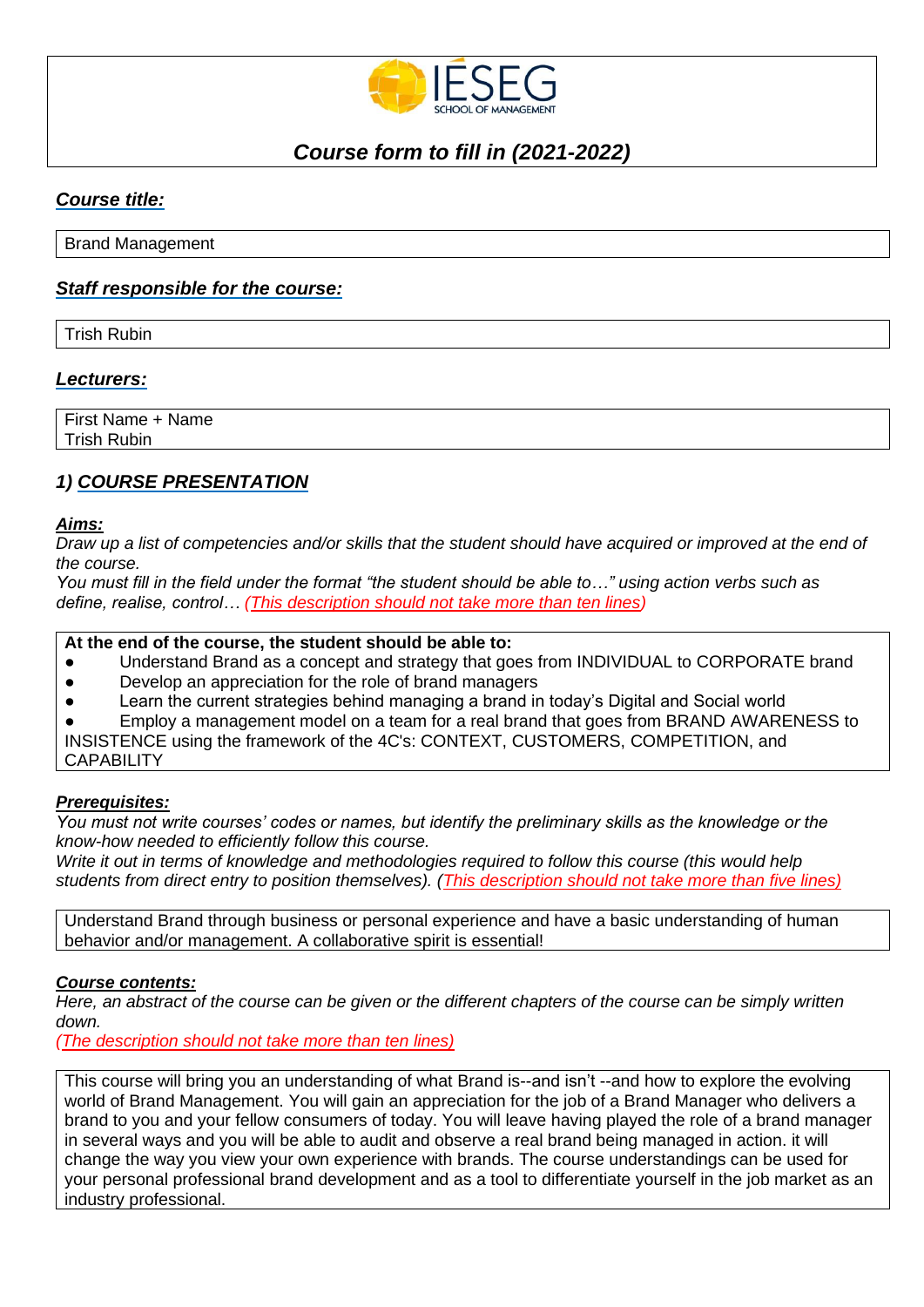# *Course form to fill in (2021-2022)*

## ***Course title:***

Brand Management

## ***Staff responsible for the course:***

Trish Rubin

## ***Lecturers:***

First Name + Name
Trish Rubin

## 1) ***COURSE PRESENTATION***

### ***Aims:***

*Draw up a list of competencies and/or skills that the student should have acquired or improved at the end of the course.*
*You must fill in the field under the format "the student should be able to…" using action verbs such as define, realise, control… (This description should not take more than ten lines)*

**At the end of the course, the student should be able to:**

- Understand Brand as a concept and strategy that goes from INDIVIDUAL to CORPORATE brand
- Develop an appreciation for the role of brand managers
- Learn the current strategies behind managing a brand in today's Digital and Social world
- Employ a management model on a team for a real brand that goes from BRAND AWARENESS to INSISTENCE using the framework of the 4C's: CONTEXT, CUSTOMERS, COMPETITION, and CAPABILITY

### ***Prerequisites:***

*You must not write courses' codes or names, but identify the preliminary skills as the knowledge or the know-how needed to efficiently follow this course.*
*Write it out in terms of knowledge and methodologies required to follow this course (this would help students from direct entry to position themselves). (This description should not take more than five lines)*

Understand Brand through business or personal experience and have a basic understanding of human behavior and/or management. A collaborative spirit is essential!

### ***Course contents:***

*Here, an abstract of the course can be given or the different chapters of the course can be simply written down.*
*(The description should not take more than ten lines)*

This course will bring you an understanding of what Brand is--and isn't --and how to explore the evolving world of Brand Management. You will gain an appreciation for the job of a Brand Manager who delivers a brand to you and your fellow consumers of today. You will leave having played the role of a brand manager in several ways and you will be able to audit and observe a real brand being managed in action. it will change the way you view your own experience with brands. The course understandings can be used for your personal professional brand development and as a tool to differentiate yourself in the job market as an industry professional.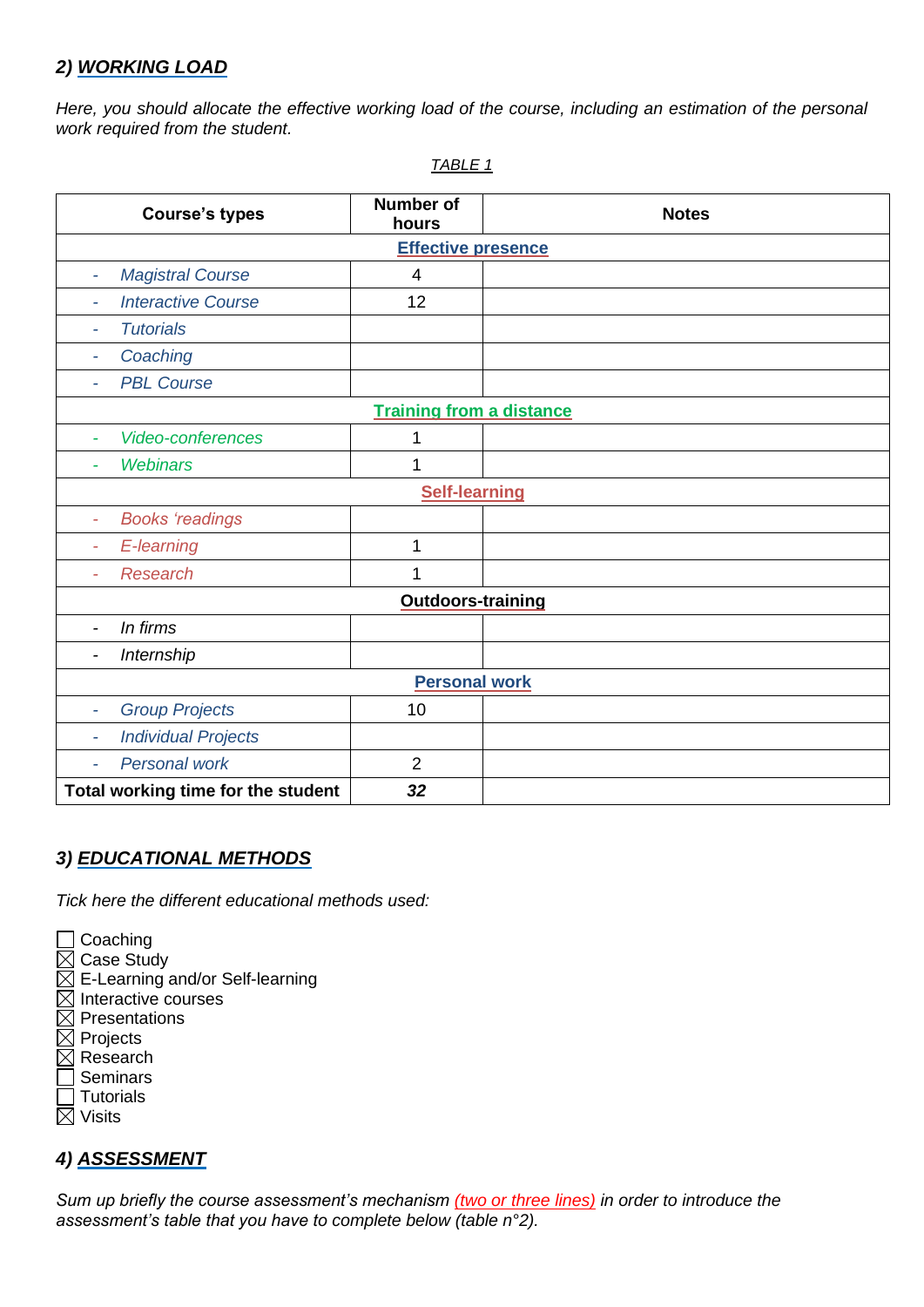## 2) *WORKING LOAD*

*Here, you should allocate the effective working load of the course, including an estimation of the personal work required from the student.*

*TABLE 1*

| Course's types | Number of hours | Notes |
|---|---|---|
| **Effective presence** | | |
| - *Magistral Course* | 4 | |
| - *Interactive Course* | 12 | |
| - *Tutorials* | | |
| - *Coaching* | | |
| - *PBL Course* | | |
| **Training from a distance** | | |
| - *Video-conferences* | 1 | |
| - *Webinars* | 1 | |
| **Self-learning** | | |
| - *Books 'readings* | | |
| - *E-learning* | 1 | |
| - *Research* | 1 | |
| **Outdoors-training** | | |
| - *In firms* | | |
| - *Internship* | | |
| **Personal work** | | |
| - *Group Projects* | 10 | |
| - *Individual Projects* | | |
| - *Personal work* | 2 | |
| **Total working time for the student** | ***32*** | |

## 3) *EDUCATIONAL METHODS*

*Tick here the different educational methods used:*

- [ ] Coaching
- [x] Case Study
- [x] E-Learning and/or Self-learning
- [x] Interactive courses
- [x] Presentations
- [x] Projects
- [x] Research
- [ ] Seminars
- [ ] Tutorials
- [x] Visits

## 4) *ASSESSMENT*

*Sum up briefly the course assessment's mechanism (two or three lines) in order to introduce the assessment's table that you have to complete below (table n°2).*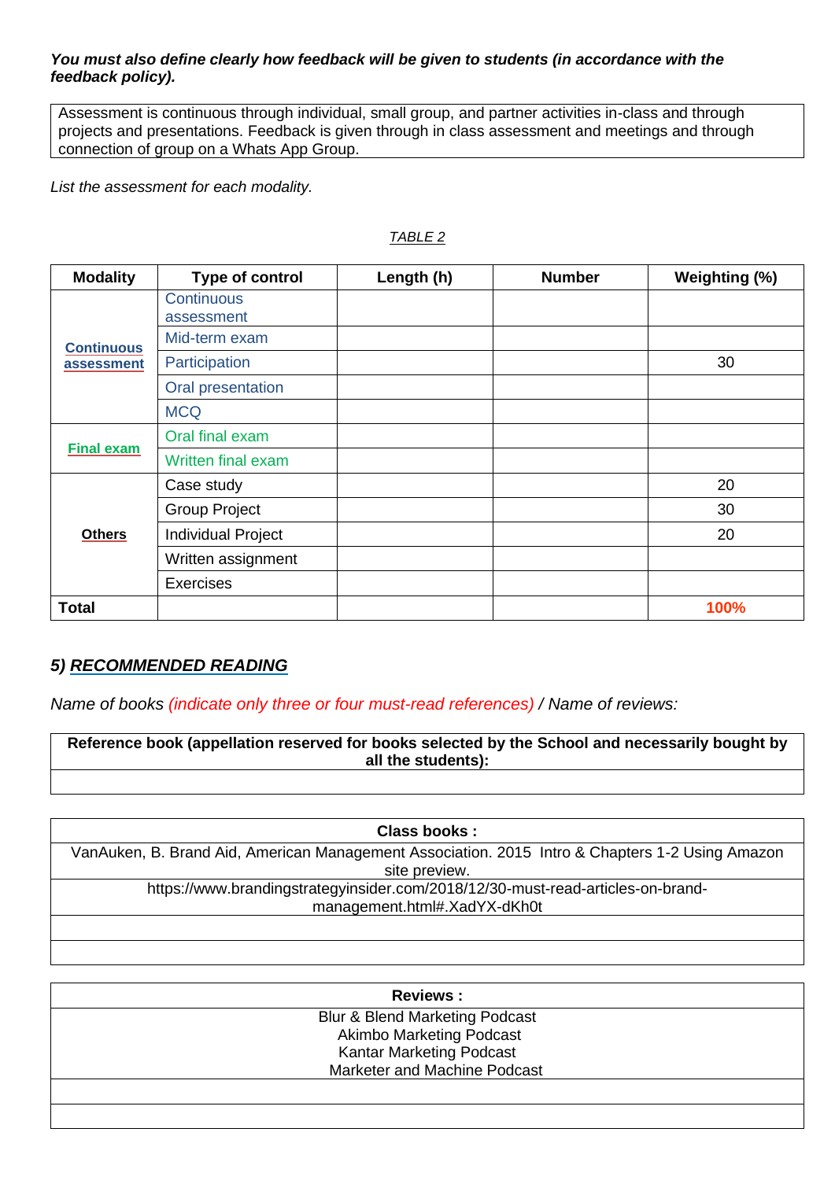***You must also define clearly how feedback will be given to students (in accordance with the feedback policy).***

| Assessment is continuous through individual, small group, and partner activities in-class and through projects and presentations. Feedback is given through in class assessment and meetings and through connection of group on a Whats App Group. |
|---|

*List the assessment for each modality.*

*TABLE 2*

| Modality | Type of control | Length (h) | Number | Weighting (%) |
|---|---|---|---|---|
| **Continuous assessment** | Continuous assessment | | | |
| | Mid-term exam | | | |
| | Participation | | | 30 |
| | Oral presentation | | | |
| | MCQ | | | |
| **Final exam** | Oral final exam | | | |
| | Written final exam | | | |
| **Others** | Case study | | | 20 |
| | Group Project | | | 30 |
| | Individual Project | | | 20 |
| | Written assignment | | | |
| | Exercises | | | |
| **Total** | | | | **100%** |

## *5) RECOMMENDED READING*

*Name of books (indicate only three or four must-read references) / Name of reviews:*

| **Reference book (appellation reserved for books selected by the School and necessarily bought by all the students):** |
|---|
| |

| **Class books :** |
|---|
| VanAuken, B. Brand Aid, American Management Association. 2015 Intro & Chapters 1-2 Using Amazon site preview. |
| https://www.brandingstrategyinsider.com/2018/12/30-must-read-articles-on-brand-management.html#.XadYX-dKh0t |
| |
| |

| **Reviews :** |
|---|
| Blur & Blend Marketing Podcast<br>Akimbo Marketing Podcast<br>Kantar Marketing Podcast<br>Marketer and Machine Podcast |
| |
| |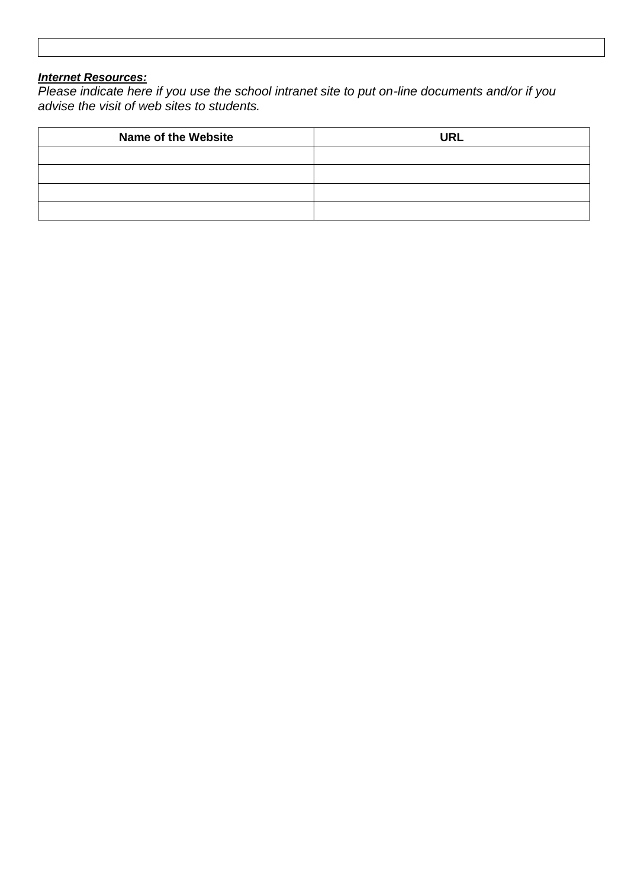| |
|---|
| |

***Internet Resources:***

*Please indicate here if you use the school intranet site to put on-line documents and/or if you advise the visit of web sites to students.*

| Name of the Website | URL |
|---|---|
| | |
| | |
| | |
| | |